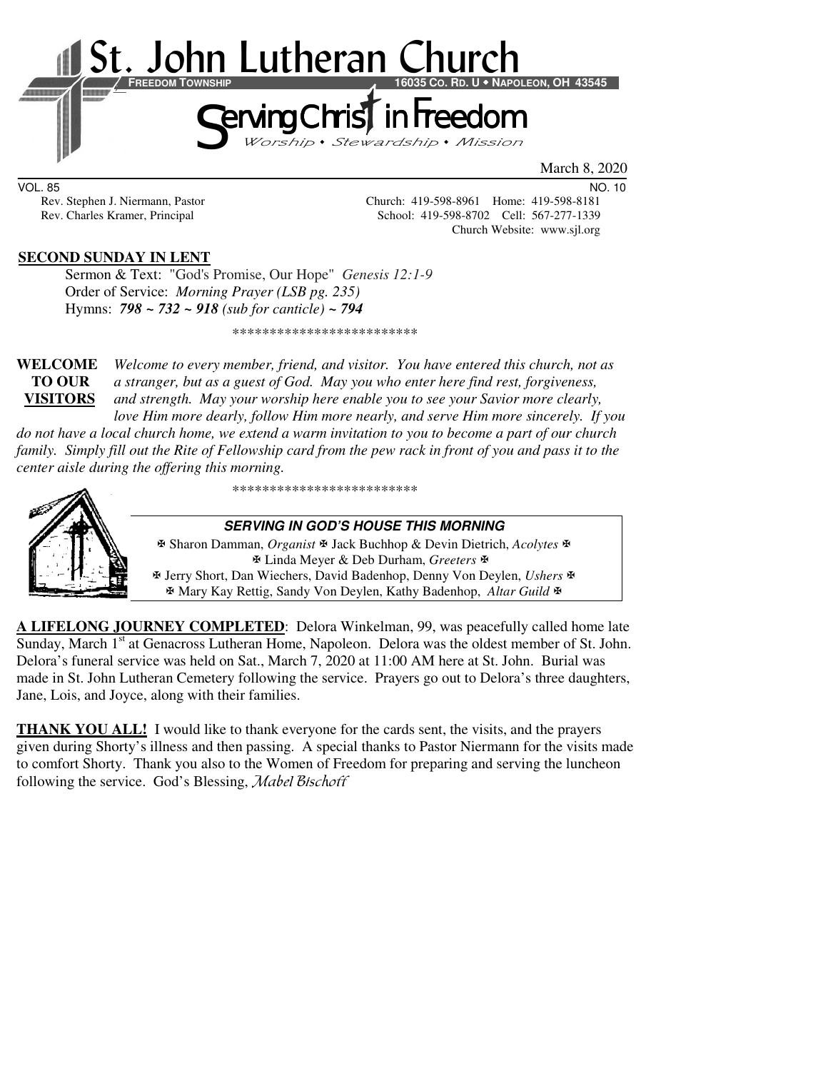# St. John Lutheran Church

**FREEDOM TOWNSHIP** **16035 CO. RD. U • NAPOLEON, OH 43545**

## Serving Christ in Freedom

*Worship • Stewardship • Mission*

March 8, 2020

VOL. 85 NO. 10

Rev. Stephen J. Niermann, Pastor — Church: 419-598-8961 Home: 419-598-8181

Rev. Charles Kramer, Principal — School: 419-598-8702 Cell: 567-277-1339

Church Website: www.sjl.org

**SECOND SUNDAY IN LENT**

Sermon & Text: "God's Promise, Our Hope" *Genesis 12:1-9*

Order of Service: *Morning Prayer (LSB pg. 235)*

Hymns: ***798 ~ 732 ~ 918** (sub for canticle)* ***~ 794***

\*\*\*\*\*\*\*\*\*\*\*\*\*\*\*\*\*\*\*\*\*\*\*\*\*

**WELCOME TO OUR VISITORS** *Welcome to every member, friend, and visitor. You have entered this church, not as a stranger, but as a guest of God. May you who enter here find rest, forgiveness, and strength. May your worship here enable you to see your Savior more clearly, love Him more dearly, follow Him more nearly, and serve Him more sincerely. If you do not have a local church home, we extend a warm invitation to you to become a part of our church family. Simply fill out the Rite of Fellowship card from the pew rack in front of you and pass it to the center aisle during the offering this morning.*

\*\*\*\*\*\*\*\*\*\*\*\*\*\*\*\*\*\*\*\*\*\*\*\*\*

***SERVING IN GOD'S HOUSE THIS MORNING***

✠ Sharon Damman, *Organist* ✠ Jack Buchhop & Devin Dietrich, *Acolytes* ✠

✠ Linda Meyer & Deb Durham, *Greeters* ✠

✠ Jerry Short, Dan Wiechers, David Badenhop, Denny Von Deylen, *Ushers* ✠

✠ Mary Kay Rettig, Sandy Von Deylen, Kathy Badenhop, *Altar Guild* ✠

**A LIFELONG JOURNEY COMPLETED**: Delora Winkelman, 99, was peacefully called home late Sunday, March 1st at Genacross Lutheran Home, Napoleon. Delora was the oldest member of St. John. Delora's funeral service was held on Sat., March 7, 2020 at 11:00 AM here at St. John. Burial was made in St. John Lutheran Cemetery following the service. Prayers go out to Delora's three daughters, Jane, Lois, and Joyce, along with their families.

**THANK YOU ALL!** I would like to thank everyone for the cards sent, the visits, and the prayers given during Shorty's illness and then passing. A special thanks to Pastor Niermann for the visits made to comfort Shorty. Thank you also to the Women of Freedom for preparing and serving the luncheon following the service. God's Blessing, *Mabel Bischoff*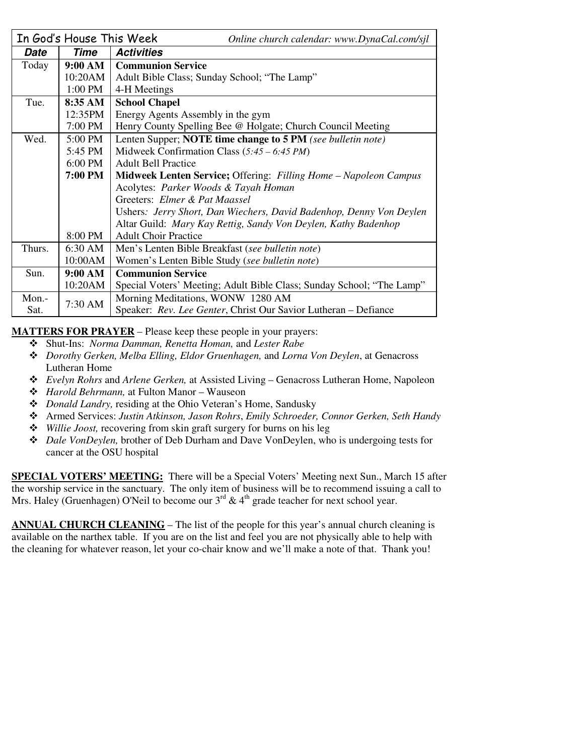| In God's House This Week | | *Online church calendar: www.DynaCal.com/sjl* |
|---|---|---|
| ***Date*** | ***Time*** | ***Activities*** |
| Today | **9:00 AM** | **Communion Service** |
| | 10:20AM | Adult Bible Class; Sunday School; "The Lamp" |
| | 1:00 PM | 4-H Meetings |
| Tue. | **8:35 AM** | **School Chapel** |
| | 12:35PM | Energy Agents Assembly in the gym |
| | 7:00 PM | Henry County Spelling Bee @ Holgate; Church Council Meeting |
| Wed. | 5:00 PM | Lenten Supper; **NOTE time change to 5 PM** *(see bulletin note)* |
| | 5:45 PM | Midweek Confirmation Class (*5:45 – 6:45 PM*) |
| | 6:00 PM | Adult Bell Practice |
| | **7:00 PM** | **Midweek Lenten Service;** Offering: *Filling Home – Napoleon Campus* |
| | | Acolytes: *Parker Woods & Tayah Homan* |
| | | Greeters: *Elmer & Pat Maassel* |
| | | Ushers*: Jerry Short, Dan Wiechers, David Badenhop, Denny Von Deylen* |
| | | Altar Guild: *Mary Kay Rettig, Sandy Von Deylen, Kathy Badenhop* |
| | 8:00 PM | Adult Choir Practice |
| Thurs. | 6:30 AM | Men's Lenten Bible Breakfast (*see bulletin note*) |
| | 10:00AM | Women's Lenten Bible Study (*see bulletin note*) |
| Sun. | **9:00 AM** | **Communion Service** |
| | 10:20AM | Special Voters' Meeting; Adult Bible Class; Sunday School; "The Lamp" |
| Mon.-Sat. | 7:30 AM | Morning Meditations, WONW 1280 AM<br>Speaker: *Rev. Lee Genter*, Christ Our Savior Lutheran – Defiance |

**MATTERS FOR PRAYER** – Please keep these people in your prayers:

- Shut-Ins: *Norma Damman, Renetta Homan,* and *Lester Rabe*
- *Dorothy Gerken, Melba Elling, Eldor Gruenhagen,* and *Lorna Von Deylen*, at Genacross Lutheran Home
- *Evelyn Rohrs* and *Arlene Gerken,* at Assisted Living – Genacross Lutheran Home, Napoleon
- *Harold Behrmann,* at Fulton Manor – Wauseon
- *Donald Landry,* residing at the Ohio Veteran's Home, Sandusky
- Armed Services: *Justin Atkinson, Jason Rohrs*, *Emily Schroeder, Connor Gerken, Seth Handy*
- *Willie Joost,* recovering from skin graft surgery for burns on his leg
- *Dale VonDeylen,* brother of Deb Durham and Dave VonDeylen, who is undergoing tests for cancer at the OSU hospital

**SPECIAL VOTERS' MEETING:** There will be a Special Voters' Meeting next Sun., March 15 after the worship service in the sanctuary. The only item of business will be to recommend issuing a call to Mrs. Haley (Gruenhagen) O'Neil to become our 3rd & 4th grade teacher for next school year.

**ANNUAL CHURCH CLEANING** – The list of the people for this year's annual church cleaning is available on the narthex table. If you are on the list and feel you are not physically able to help with the cleaning for whatever reason, let your co-chair know and we'll make a note of that. Thank you!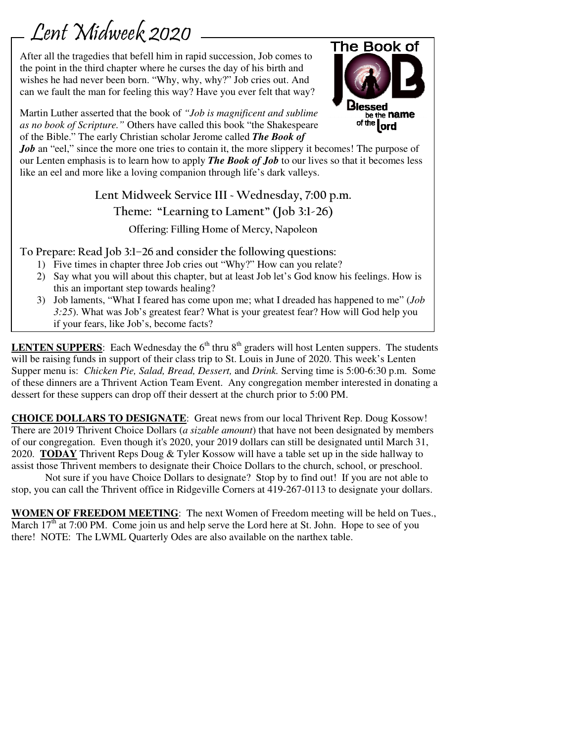# Lent Midweek 2020

After all the tragedies that befell him in rapid succession, Job comes to the point in the third chapter where he curses the day of his birth and wishes he had never been born. "Why, why, why?" Job cries out. And can we fault the man for feeling this way? Have you ever felt that way?

Martin Luther asserted that the book of *"Job is magnificent and sublime as no book of Scripture."* Others have called this book "the Shakespeare of the Bible." The early Christian scholar Jerome called ***The Book of Job*** an "eel," since the more one tries to contain it, the more slippery it becomes! The purpose of our Lenten emphasis is to learn how to apply ***The Book of Job*** to our lives so that it becomes less like an eel and more like a loving companion through life's dark valleys.

**Lent Midweek Service III - Wednesday, 7:00 p.m.**

**Theme: "Learning to Lament" (Job 3:1-26)**

**Offering: Filling Home of Mercy, Napoleon**

**To Prepare: Read Job 3:1–26 and consider the following questions:**

1) Five times in chapter three Job cries out "Why?" How can you relate?
2) Say what you will about this chapter, but at least Job let's God know his feelings. How is this an important step towards healing?
3) Job laments, "What I feared has come upon me; what I dreaded has happened to me" (*Job 3:25*). What was Job's greatest fear? What is your greatest fear? How will God help you if your fears, like Job's, become facts?

**LENTEN SUPPERS**: Each Wednesday the 6th thru 8th graders will host Lenten suppers. The students will be raising funds in support of their class trip to St. Louis in June of 2020. This week's Lenten Supper menu is: *Chicken Pie, Salad, Bread, Dessert,* and *Drink.* Serving time is 5:00-6:30 p.m. Some of these dinners are a Thrivent Action Team Event. Any congregation member interested in donating a dessert for these suppers can drop off their dessert at the church prior to 5:00 PM.

**CHOICE DOLLARS TO DESIGNATE**: Great news from our local Thrivent Rep. Doug Kossow! There are 2019 Thrivent Choice Dollars (*a sizable amount*) that have not been designated by members of our congregation. Even though it's 2020, your 2019 dollars can still be designated until March 31, 2020. **TODAY** Thrivent Reps Doug & Tyler Kossow will have a table set up in the side hallway to assist those Thrivent members to designate their Choice Dollars to the church, school, or preschool.

Not sure if you have Choice Dollars to designate? Stop by to find out! If you are not able to stop, you can call the Thrivent office in Ridgeville Corners at 419-267-0113 to designate your dollars.

**WOMEN OF FREEDOM MEETING**: The next Women of Freedom meeting will be held on Tues., March 17th at 7:00 PM. Come join us and help serve the Lord here at St. John. Hope to see of you there! NOTE: The LWML Quarterly Odes are also available on the narthex table.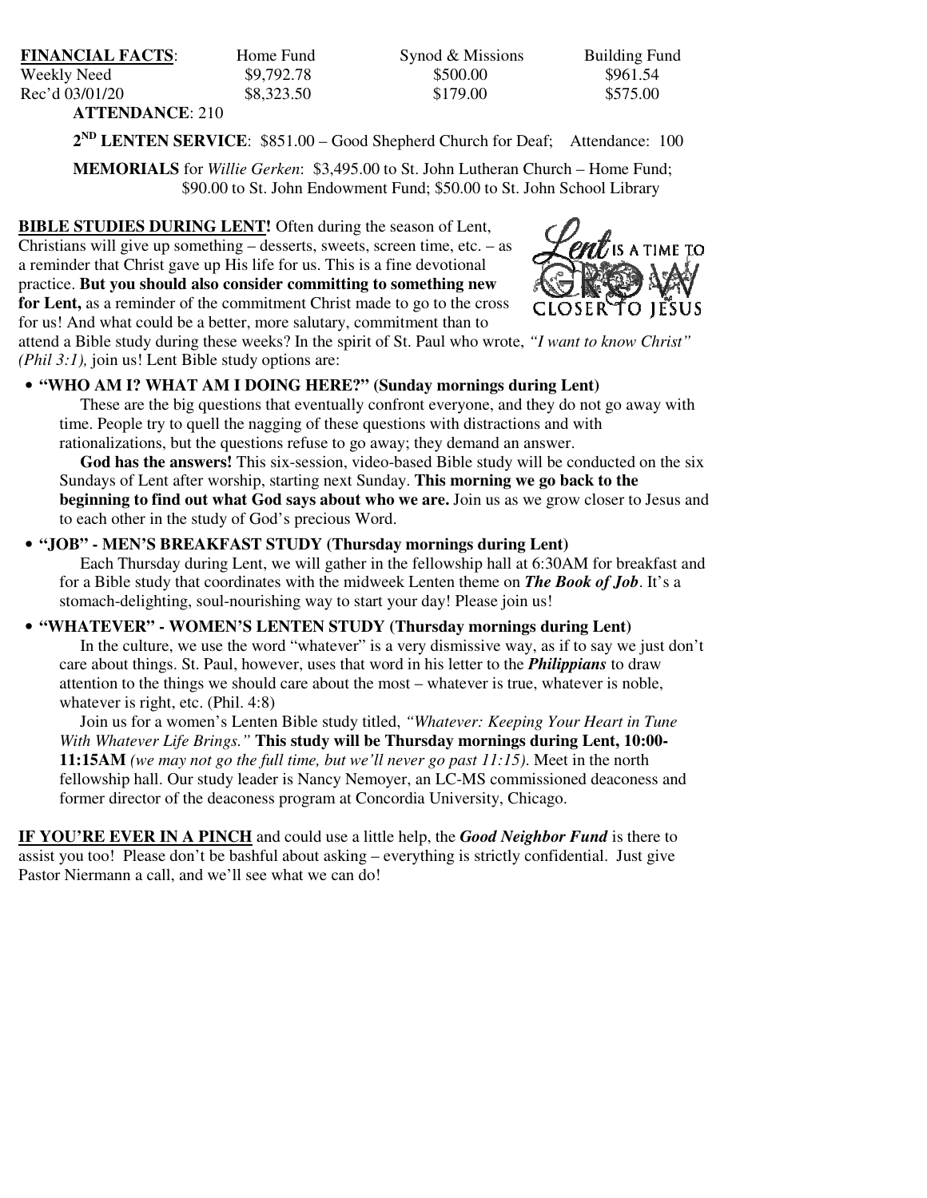| **FINANCIAL FACTS**: | Home Fund | Synod & Missions | Building Fund |
|---|---|---|---|
| Weekly Need | $9,792.78 | $500.00 | $961.54 |
| Rec'd 03/01/20 | $8,323.50 | $179.00 | $575.00 |

**ATTENDANCE**: 210

**2ND LENTEN SERVICE**: $851.00 – Good Shepherd Church for Deaf; Attendance: 100

**MEMORIALS** for *Willie Gerken*: $3,495.00 to St. John Lutheran Church – Home Fund; $90.00 to St. John Endowment Fund; $50.00 to St. John School Library

**BIBLE STUDIES DURING LENT!** Often during the season of Lent, Christians will give up something – desserts, sweets, screen time, etc. – as a reminder that Christ gave up His life for us. This is a fine devotional practice. **But you should also consider committing to something new for Lent,** as a reminder of the commitment Christ made to go to the cross for us! And what could be a better, more salutary, commitment than to attend a Bible study during these weeks? In the spirit of St. Paul who wrote, *"I want to know Christ" (Phil 3:1),* join us! Lent Bible study options are:

Lent IS A TIME TO GROW CLOSER TO JESUS

- **"WHO AM I? WHAT AM I DOING HERE?" (Sunday mornings during Lent)**

  These are the big questions that eventually confront everyone, and they do not go away with time. People try to quell the nagging of these questions with distractions and with rationalizations, but the questions refuse to go away; they demand an answer.

  **God has the answers!** This six-session, video-based Bible study will be conducted on the six Sundays of Lent after worship, starting next Sunday. **This morning we go back to the beginning to find out what God says about who we are.** Join us as we grow closer to Jesus and to each other in the study of God's precious Word.

- **"JOB" - MEN'S BREAKFAST STUDY (Thursday mornings during Lent)**

  Each Thursday during Lent, we will gather in the fellowship hall at 6:30AM for breakfast and for a Bible study that coordinates with the midweek Lenten theme on ***The Book of Job***. It's a stomach-delighting, soul-nourishing way to start your day! Please join us!

- **"WHATEVER" - WOMEN'S LENTEN STUDY (Thursday mornings during Lent)**

  In the culture, we use the word "whatever" is a very dismissive way, as if to say we just don't care about things. St. Paul, however, uses that word in his letter to the ***Philippians*** to draw attention to the things we should care about the most – whatever is true, whatever is noble, whatever is right, etc. (Phil. 4:8)

  Join us for a women's Lenten Bible study titled, *"Whatever: Keeping Your Heart in Tune With Whatever Life Brings."* **This study will be Thursday mornings during Lent, 10:00-11:15AM** *(we may not go the full time, but we'll never go past 11:15)*. Meet in the north fellowship hall. Our study leader is Nancy Nemoyer, an LC-MS commissioned deaconess and former director of the deaconess program at Concordia University, Chicago.

**IF YOU'RE EVER IN A PINCH** and could use a little help, the ***Good Neighbor Fund*** is there to assist you too! Please don't be bashful about asking – everything is strictly confidential. Just give Pastor Niermann a call, and we'll see what we can do!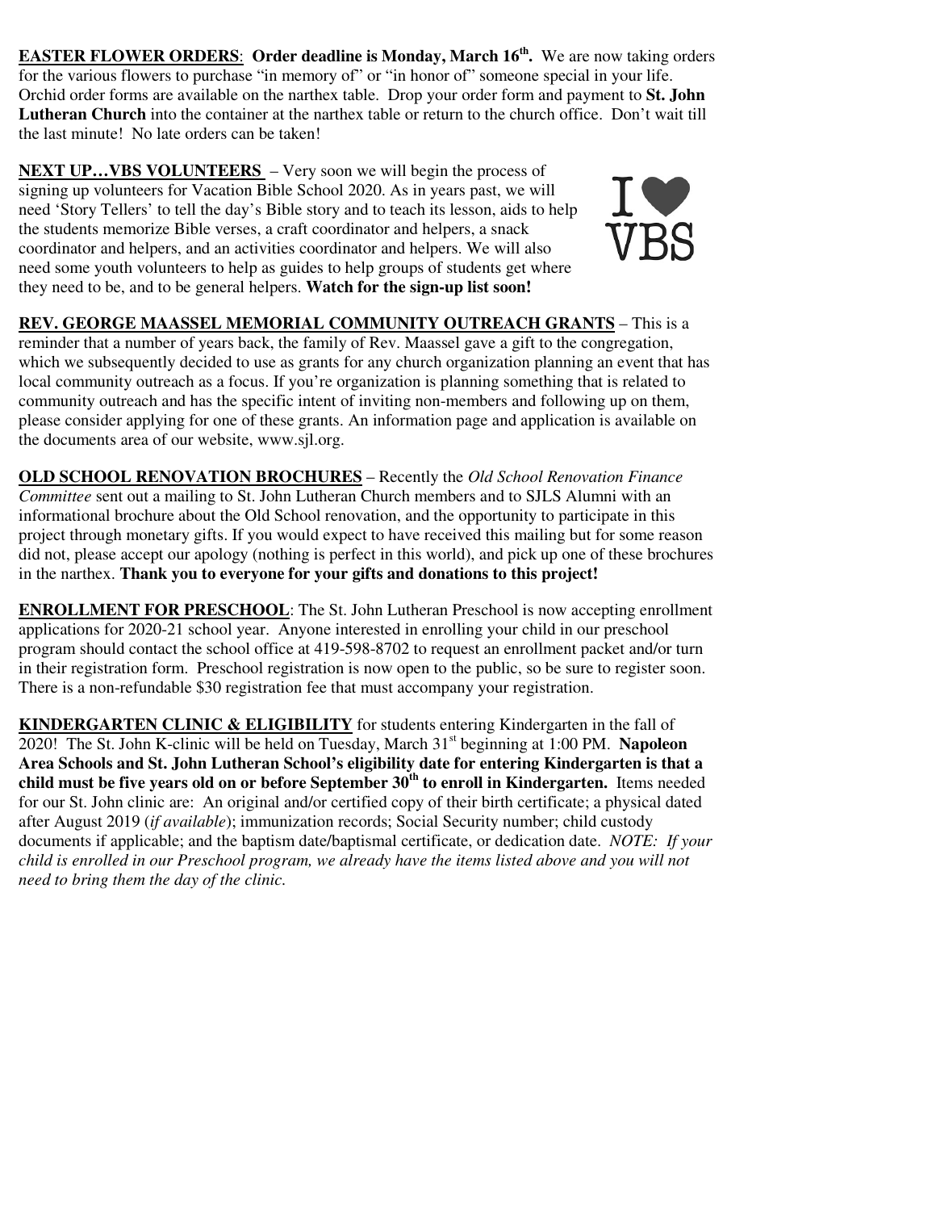**EASTER FLOWER ORDERS**: **Order deadline is Monday, March 16th.** We are now taking orders for the various flowers to purchase "in memory of" or "in honor of" someone special in your life. Orchid order forms are available on the narthex table. Drop your order form and payment to **St. John Lutheran Church** into the container at the narthex table or return to the church office. Don't wait till the last minute! No late orders can be taken!

**NEXT UP…VBS VOLUNTEERS** – Very soon we will begin the process of signing up volunteers for Vacation Bible School 2020. As in years past, we will need 'Story Tellers' to tell the day's Bible story and to teach its lesson, aids to help the students memorize Bible verses, a craft coordinator and helpers, a snack coordinator and helpers, and an activities coordinator and helpers. We will also need some youth volunteers to help as guides to help groups of students get where they need to be, and to be general helpers. **Watch for the sign-up list soon!**

I ♥ VBS

**REV. GEORGE MAASSEL MEMORIAL COMMUNITY OUTREACH GRANTS** – This is a reminder that a number of years back, the family of Rev. Maassel gave a gift to the congregation, which we subsequently decided to use as grants for any church organization planning an event that has local community outreach as a focus. If you're organization is planning something that is related to community outreach and has the specific intent of inviting non-members and following up on them, please consider applying for one of these grants. An information page and application is available on the documents area of our website, www.sjl.org.

**OLD SCHOOL RENOVATION BROCHURES** – Recently the *Old School Renovation Finance Committee* sent out a mailing to St. John Lutheran Church members and to SJLS Alumni with an informational brochure about the Old School renovation, and the opportunity to participate in this project through monetary gifts. If you would expect to have received this mailing but for some reason did not, please accept our apology (nothing is perfect in this world), and pick up one of these brochures in the narthex. **Thank you to everyone for your gifts and donations to this project!**

**ENROLLMENT FOR PRESCHOOL**: The St. John Lutheran Preschool is now accepting enrollment applications for 2020-21 school year. Anyone interested in enrolling your child in our preschool program should contact the school office at 419-598-8702 to request an enrollment packet and/or turn in their registration form. Preschool registration is now open to the public, so be sure to register soon. There is a non-refundable $30 registration fee that must accompany your registration.

**KINDERGARTEN CLINIC & ELIGIBILITY** for students entering Kindergarten in the fall of 2020! The St. John K-clinic will be held on Tuesday, March 31st beginning at 1:00 PM. **Napoleon Area Schools and St. John Lutheran School's eligibility date for entering Kindergarten is that a child must be five years old on or before September 30th to enroll in Kindergarten.** Items needed for our St. John clinic are: An original and/or certified copy of their birth certificate; a physical dated after August 2019 (*if available*); immunization records; Social Security number; child custody documents if applicable; and the baptism date/baptismal certificate, or dedication date. *NOTE: If your child is enrolled in our Preschool program, we already have the items listed above and you will not need to bring them the day of the clinic.*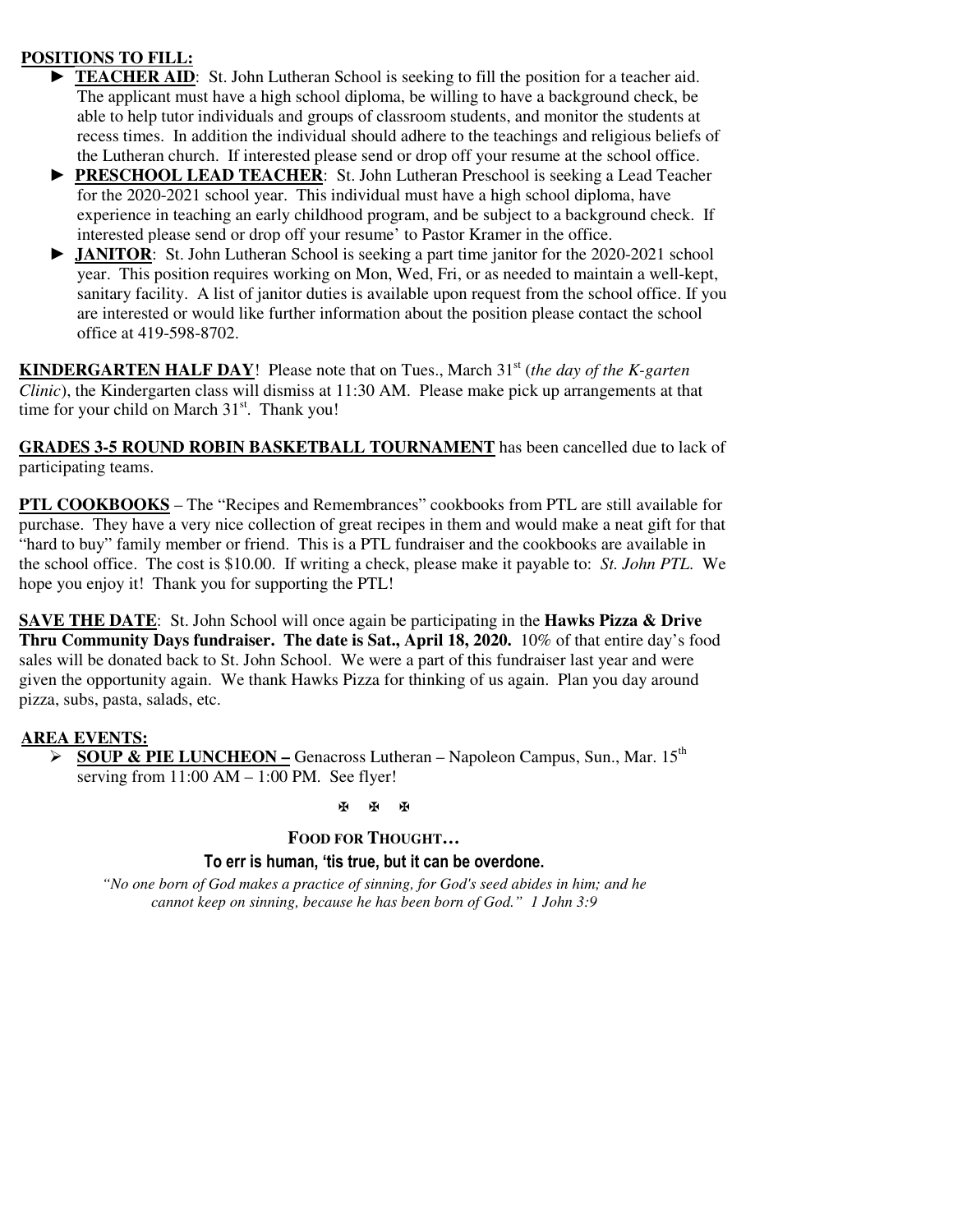**POSITIONS TO FILL:**

- ► **TEACHER AID**: St. John Lutheran School is seeking to fill the position for a teacher aid. The applicant must have a high school diploma, be willing to have a background check, be able to help tutor individuals and groups of classroom students, and monitor the students at recess times. In addition the individual should adhere to the teachings and religious beliefs of the Lutheran church. If interested please send or drop off your resume at the school office.
- ► **PRESCHOOL LEAD TEACHER**: St. John Lutheran Preschool is seeking a Lead Teacher for the 2020-2021 school year. This individual must have a high school diploma, have experience in teaching an early childhood program, and be subject to a background check. If interested please send or drop off your resume' to Pastor Kramer in the office.
- ► **JANITOR**: St. John Lutheran School is seeking a part time janitor for the 2020-2021 school year. This position requires working on Mon, Wed, Fri, or as needed to maintain a well-kept, sanitary facility. A list of janitor duties is available upon request from the school office. If you are interested or would like further information about the position please contact the school office at 419-598-8702.

**KINDERGARTEN HALF DAY**! Please note that on Tues., March 31st (*the day of the K-garten Clinic*), the Kindergarten class will dismiss at 11:30 AM. Please make pick up arrangements at that time for your child on March 31st. Thank you!

**GRADES 3-5 ROUND ROBIN BASKETBALL TOURNAMENT** has been cancelled due to lack of participating teams.

**PTL COOKBOOKS** – The "Recipes and Remembrances" cookbooks from PTL are still available for purchase. They have a very nice collection of great recipes in them and would make a neat gift for that "hard to buy" family member or friend. This is a PTL fundraiser and the cookbooks are available in the school office. The cost is $10.00. If writing a check, please make it payable to: *St. John PTL.* We hope you enjoy it! Thank you for supporting the PTL!

**SAVE THE DATE**: St. John School will once again be participating in the **Hawks Pizza & Drive Thru Community Days fundraiser. The date is Sat., April 18, 2020.** 10% of that entire day's food sales will be donated back to St. John School. We were a part of this fundraiser last year and were given the opportunity again. We thank Hawks Pizza for thinking of us again. Plan you day around pizza, subs, pasta, salads, etc.

**AREA EVENTS:**

- ➢ **SOUP & PIE LUNCHEON –** Genacross Lutheran – Napoleon Campus, Sun., Mar. 15th serving from 11:00 AM – 1:00 PM. See flyer!

✠ ✠ ✠

**FOOD FOR THOUGHT…**

**To err is human, 'tis true, but it can be overdone.**

*"No one born of God makes a practice of sinning, for God's seed abides in him; and he cannot keep on sinning, because he has been born of God." 1 John 3:9*